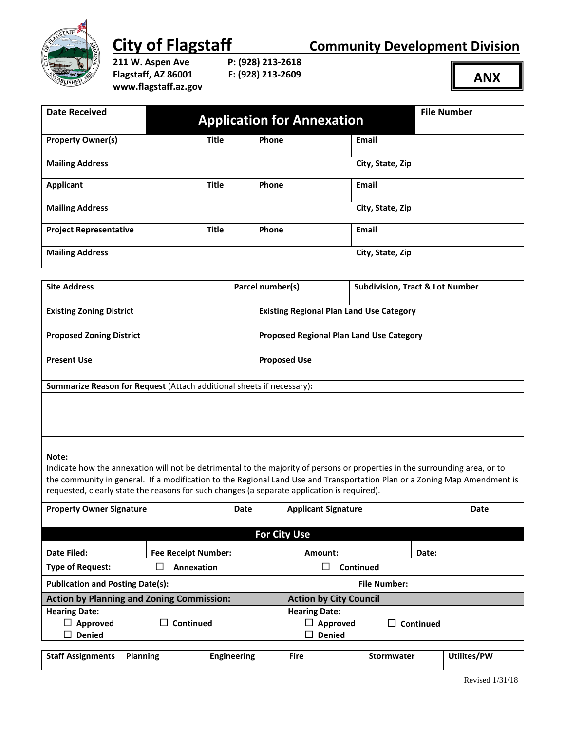# City of Flagstaff

## Community Development Division

211 W. Aspen Ave
Flagstaff, AZ 86001
www.flagstaff.az.gov

P: (928) 213-2618
F: (928) 213-2609

**ANX**

| **Date Received** | **Application for Annexation** | | **File Number** |
|---|---|---|---|
| **Property Owner(s)** **Title** | **Phone** | **Email** | |
| **Mailing Address** | | **City, State, Zip** | |
| **Applicant** **Title** | **Phone** | **Email** | |
| **Mailing Address** | | **City, State, Zip** | |
| **Project Representative** **Title** | **Phone** | **Email** | |
| **Mailing Address** | | **City, State, Zip** | |

| **Site Address** | **Parcel number(s)** | **Subdivision, Tract & Lot Number** |
|---|---|---|
| **Existing Zoning District** | **Existing Regional Plan Land Use Category** | |
| **Proposed Zoning District** | **Proposed Regional Plan Land Use Category** | |
| **Present Use** | **Proposed Use** | |

**Summarize Reason for Request** (Attach additional sheets if necessary)**:**

**Note:**
Indicate how the annexation will not be detrimental to the majority of persons or properties in the surrounding area, or to the community in general. If a modification to the Regional Land Use and Transportation Plan or a Zoning Map Amendment is requested, clearly state the reasons for such changes (a separate application is required).

| **Property Owner Signature** | **Date** | **Applicant Signature** | **Date** |
|---|---|---|---|
| | | | |

## For City Use

| **Date Filed:** | **Fee Receipt Number:** | **Amount:** | **Date:** |
|---|---|---|---|
| **Type of Request:** | ☐ **Annexation** | ☐ **Continued** | |
| **Publication and Posting Date(s):** | | **File Number:** | |

| **Action by Planning and Zoning Commission:** | **Action by City Council** |
|---|---|
| **Hearing Date:** | **Hearing Date:** |
| ☐ **Approved** ☐ **Continued** ☐ **Denied** | ☐ **Approved** ☐ **Continued** ☐ **Denied** |

| **Staff Assignments** | **Planning** | **Engineering** | **Fire** | **Stormwater** | **Utilites/PW** |
|---|---|---|---|---|---|

Revised 1/31/18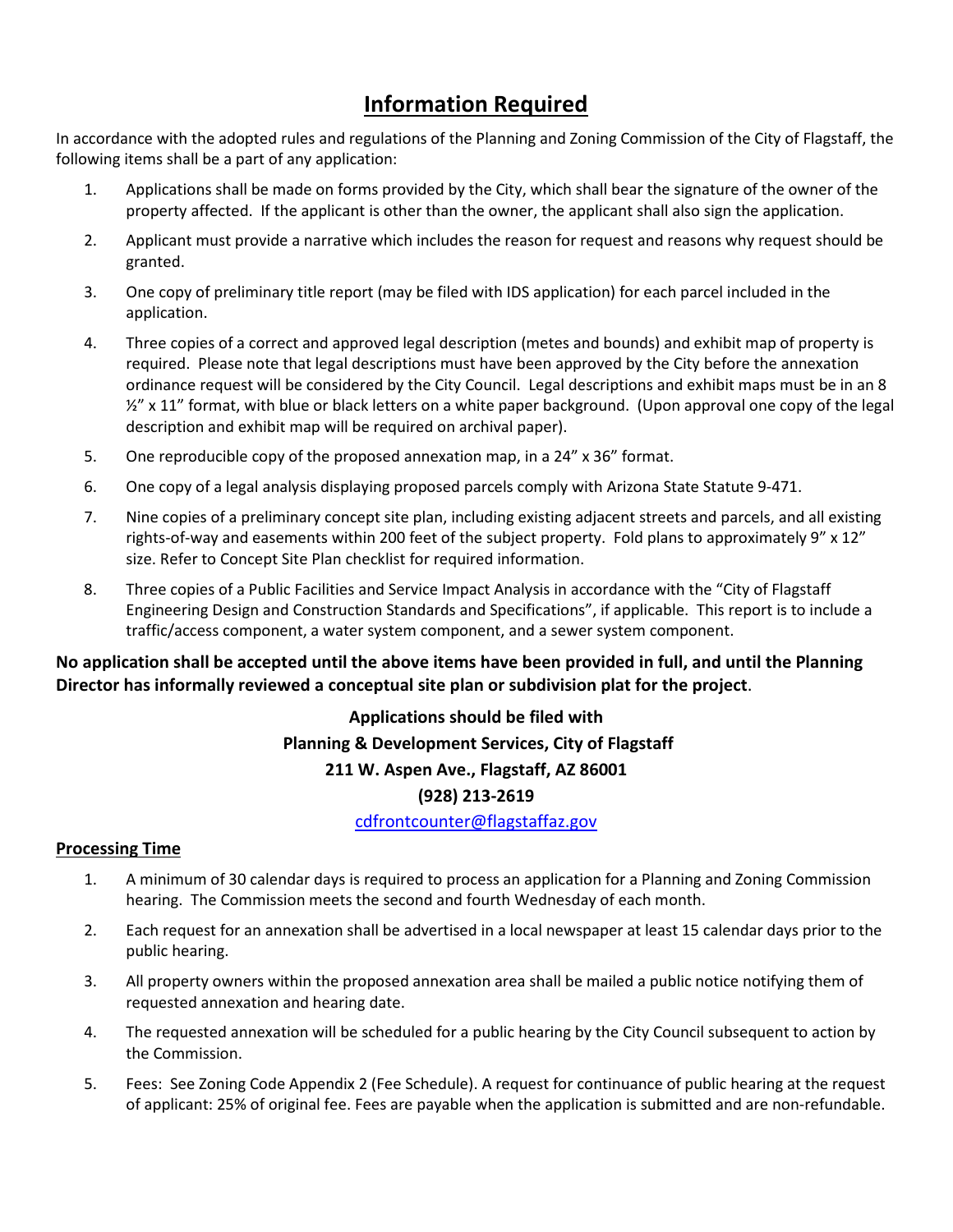# Information Required

In accordance with the adopted rules and regulations of the Planning and Zoning Commission of the City of Flagstaff, the following items shall be a part of any application:

1. Applications shall be made on forms provided by the City, which shall bear the signature of the owner of the property affected. If the applicant is other than the owner, the applicant shall also sign the application.
2. Applicant must provide a narrative which includes the reason for request and reasons why request should be granted.
3. One copy of preliminary title report (may be filed with IDS application) for each parcel included in the application.
4. Three copies of a correct and approved legal description (metes and bounds) and exhibit map of property is required. Please note that legal descriptions must have been approved by the City before the annexation ordinance request will be considered by the City Council. Legal descriptions and exhibit maps must be in an 8 ½" x 11" format, with blue or black letters on a white paper background. (Upon approval one copy of the legal description and exhibit map will be required on archival paper).
5. One reproducible copy of the proposed annexation map, in a 24" x 36" format.
6. One copy of a legal analysis displaying proposed parcels comply with Arizona State Statute 9-471.
7. Nine copies of a preliminary concept site plan, including existing adjacent streets and parcels, and all existing rights-of-way and easements within 200 feet of the subject property. Fold plans to approximately 9" x 12" size. Refer to Concept Site Plan checklist for required information.
8. Three copies of a Public Facilities and Service Impact Analysis in accordance with the "City of Flagstaff Engineering Design and Construction Standards and Specifications", if applicable. This report is to include a traffic/access component, a water system component, and a sewer system component.

**No application shall be accepted until the above items have been provided in full, and until the Planning Director has informally reviewed a conceptual site plan or subdivision plat for the project**.

**Applications should be filed with**
**Planning & Development Services, City of Flagstaff**
**211 W. Aspen Ave., Flagstaff, AZ 86001**
**(928) 213-2619**
cdfrontcounter@flagstaffaz.gov

## Processing Time

1. A minimum of 30 calendar days is required to process an application for a Planning and Zoning Commission hearing. The Commission meets the second and fourth Wednesday of each month.
2. Each request for an annexation shall be advertised in a local newspaper at least 15 calendar days prior to the public hearing.
3. All property owners within the proposed annexation area shall be mailed a public notice notifying them of requested annexation and hearing date.
4. The requested annexation will be scheduled for a public hearing by the City Council subsequent to action by the Commission.
5. Fees: See Zoning Code Appendix 2 (Fee Schedule). A request for continuance of public hearing at the request of applicant: 25% of original fee. Fees are payable when the application is submitted and are non-refundable.